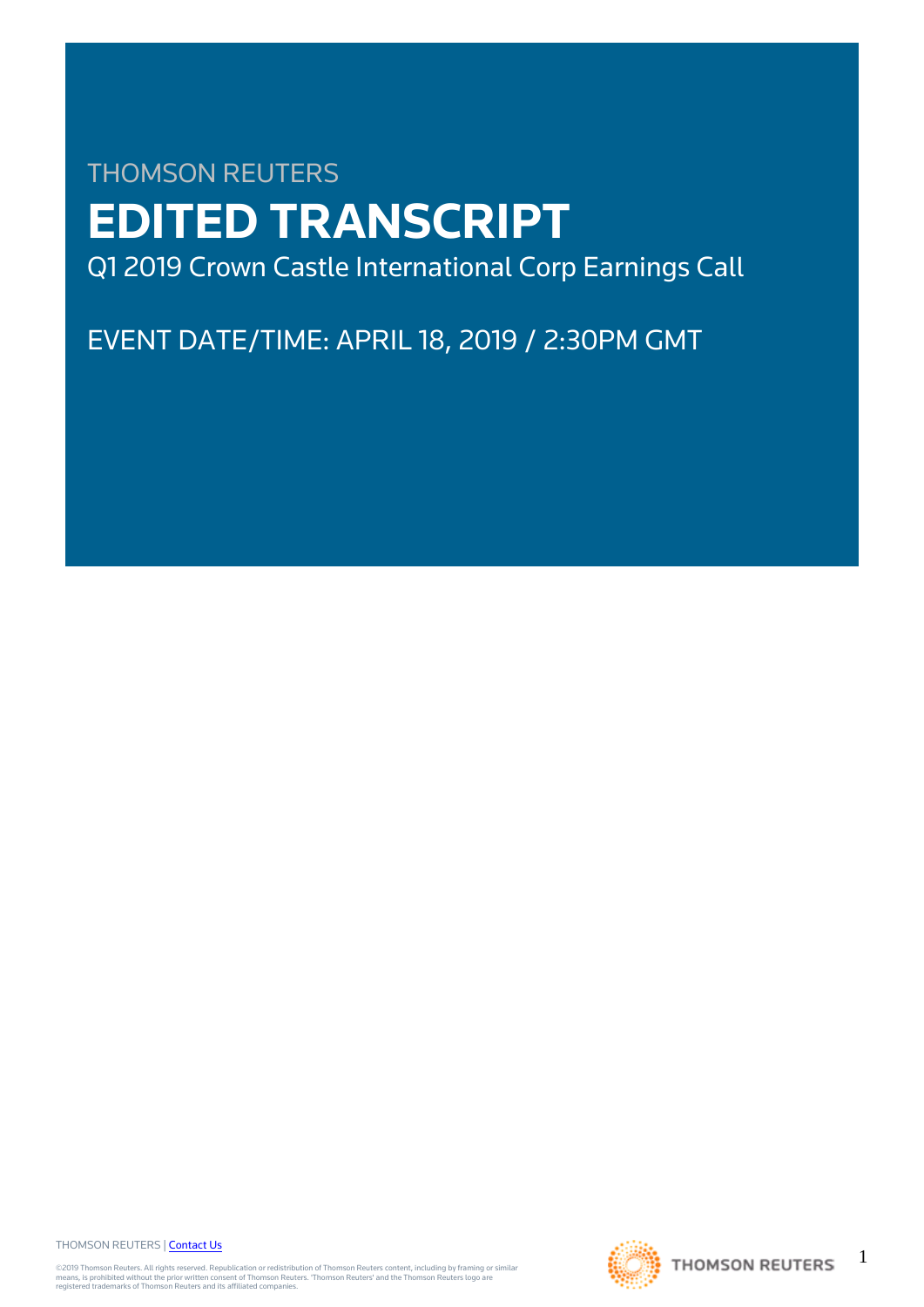THOMSON REUTERS

# EDITED TRANSCRIPT

Q1 2019 Crown Castle International Corp Earnings Call

EVENT DATE/TIME: APRIL 18, 2019 / 2:30PM GMT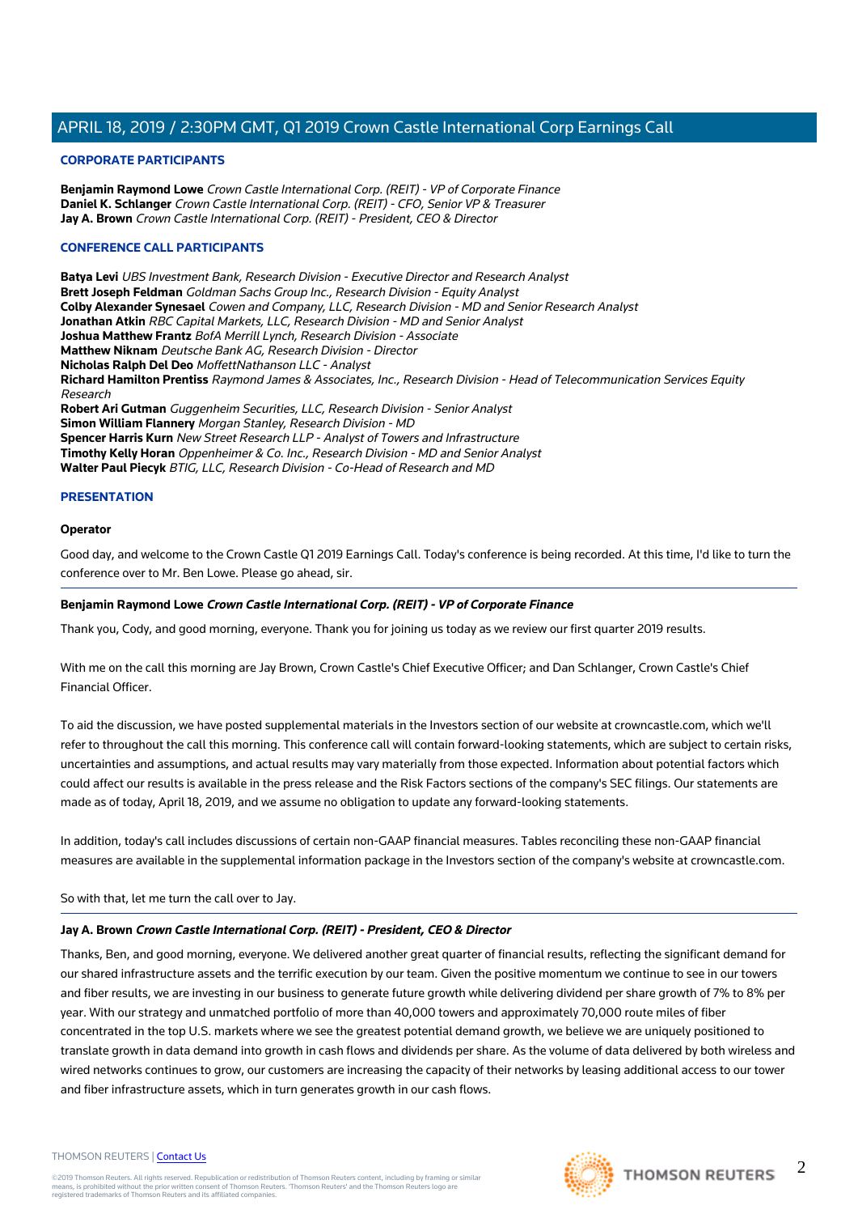## CORPORATE PARTICIPANTS

**Benjamin Raymond Lowe** *Crown Castle International Corp. (REIT) - VP of Corporate Finance*
**Daniel K. Schlanger** *Crown Castle International Corp. (REIT) - CFO, Senior VP & Treasurer*
**Jay A. Brown** *Crown Castle International Corp. (REIT) - President, CEO & Director*

## CONFERENCE CALL PARTICIPANTS

**Batya Levi** *UBS Investment Bank, Research Division - Executive Director and Research Analyst*
**Brett Joseph Feldman** *Goldman Sachs Group Inc., Research Division - Equity Analyst*
**Colby Alexander Synesael** *Cowen and Company, LLC, Research Division - MD and Senior Research Analyst*
**Jonathan Atkin** *RBC Capital Markets, LLC, Research Division - MD and Senior Analyst*
**Joshua Matthew Frantz** *BofA Merrill Lynch, Research Division - Associate*
**Matthew Niknam** *Deutsche Bank AG, Research Division - Director*
**Nicholas Ralph Del Deo** *MoffettNathanson LLC - Analyst*
**Richard Hamilton Prentiss** *Raymond James & Associates, Inc., Research Division - Head of Telecommunication Services Equity Research*
**Robert Ari Gutman** *Guggenheim Securities, LLC, Research Division - Senior Analyst*
**Simon William Flannery** *Morgan Stanley, Research Division - MD*
**Spencer Harris Kurn** *New Street Research LLP - Analyst of Towers and Infrastructure*
**Timothy Kelly Horan** *Oppenheimer & Co. Inc., Research Division - MD and Senior Analyst*
**Walter Paul Piecyk** *BTIG, LLC, Research Division - Co-Head of Research and MD*

## PRESENTATION

**Operator**

Good day, and welcome to the Crown Castle Q1 2019 Earnings Call. Today's conference is being recorded. At this time, I'd like to turn the conference over to Mr. Ben Lowe. Please go ahead, sir.

**Benjamin Raymond Lowe** ***Crown Castle International Corp. (REIT) - VP of Corporate Finance***

Thank you, Cody, and good morning, everyone. Thank you for joining us today as we review our first quarter 2019 results.

With me on the call this morning are Jay Brown, Crown Castle's Chief Executive Officer; and Dan Schlanger, Crown Castle's Chief Financial Officer.

To aid the discussion, we have posted supplemental materials in the Investors section of our website at crowncastle.com, which we'll refer to throughout the call this morning. This conference call will contain forward-looking statements, which are subject to certain risks, uncertainties and assumptions, and actual results may vary materially from those expected. Information about potential factors which could affect our results is available in the press release and the Risk Factors sections of the company's SEC filings. Our statements are made as of today, April 18, 2019, and we assume no obligation to update any forward-looking statements.

In addition, today's call includes discussions of certain non-GAAP financial measures. Tables reconciling these non-GAAP financial measures are available in the supplemental information package in the Investors section of the company's website at crowncastle.com.

So with that, let me turn the call over to Jay.

**Jay A. Brown** ***Crown Castle International Corp. (REIT) - President, CEO & Director***

Thanks, Ben, and good morning, everyone. We delivered another great quarter of financial results, reflecting the significant demand for our shared infrastructure assets and the terrific execution by our team. Given the positive momentum we continue to see in our towers and fiber results, we are investing in our business to generate future growth while delivering dividend per share growth of 7% to 8% per year. With our strategy and unmatched portfolio of more than 40,000 towers and approximately 70,000 route miles of fiber concentrated in the top U.S. markets where we see the greatest potential demand growth, we believe we are uniquely positioned to translate growth in data demand into growth in cash flows and dividends per share. As the volume of data delivered by both wireless and wired networks continues to grow, our customers are increasing the capacity of their networks by leasing additional access to our tower and fiber infrastructure assets, which in turn generates growth in our cash flows.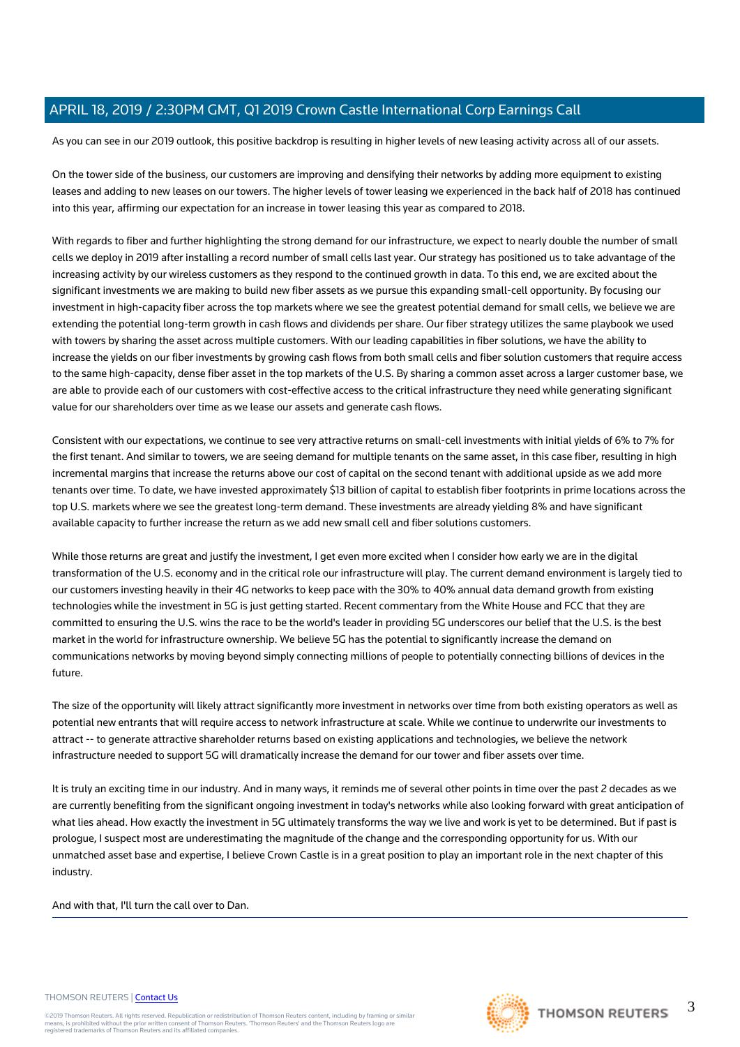As you can see in our 2019 outlook, this positive backdrop is resulting in higher levels of new leasing activity across all of our assets.

On the tower side of the business, our customers are improving and densifying their networks by adding more equipment to existing leases and adding to new leases on our towers. The higher levels of tower leasing we experienced in the back half of 2018 has continued into this year, affirming our expectation for an increase in tower leasing this year as compared to 2018.

With regards to fiber and further highlighting the strong demand for our infrastructure, we expect to nearly double the number of small cells we deploy in 2019 after installing a record number of small cells last year. Our strategy has positioned us to take advantage of the increasing activity by our wireless customers as they respond to the continued growth in data. To this end, we are excited about the significant investments we are making to build new fiber assets as we pursue this expanding small-cell opportunity. By focusing our investment in high-capacity fiber across the top markets where we see the greatest potential demand for small cells, we believe we are extending the potential long-term growth in cash flows and dividends per share. Our fiber strategy utilizes the same playbook we used with towers by sharing the asset across multiple customers. With our leading capabilities in fiber solutions, we have the ability to increase the yields on our fiber investments by growing cash flows from both small cells and fiber solution customers that require access to the same high-capacity, dense fiber asset in the top markets of the U.S. By sharing a common asset across a larger customer base, we are able to provide each of our customers with cost-effective access to the critical infrastructure they need while generating significant value for our shareholders over time as we lease our assets and generate cash flows.

Consistent with our expectations, we continue to see very attractive returns on small-cell investments with initial yields of 6% to 7% for the first tenant. And similar to towers, we are seeing demand for multiple tenants on the same asset, in this case fiber, resulting in high incremental margins that increase the returns above our cost of capital on the second tenant with additional upside as we add more tenants over time. To date, we have invested approximately $13 billion of capital to establish fiber footprints in prime locations across the top U.S. markets where we see the greatest long-term demand. These investments are already yielding 8% and have significant available capacity to further increase the return as we add new small cell and fiber solutions customers.

While those returns are great and justify the investment, I get even more excited when I consider how early we are in the digital transformation of the U.S. economy and in the critical role our infrastructure will play. The current demand environment is largely tied to our customers investing heavily in their 4G networks to keep pace with the 30% to 40% annual data demand growth from existing technologies while the investment in 5G is just getting started. Recent commentary from the White House and FCC that they are committed to ensuring the U.S. wins the race to be the world's leader in providing 5G underscores our belief that the U.S. is the best market in the world for infrastructure ownership. We believe 5G has the potential to significantly increase the demand on communications networks by moving beyond simply connecting millions of people to potentially connecting billions of devices in the future.

The size of the opportunity will likely attract significantly more investment in networks over time from both existing operators as well as potential new entrants that will require access to network infrastructure at scale. While we continue to underwrite our investments to attract -- to generate attractive shareholder returns based on existing applications and technologies, we believe the network infrastructure needed to support 5G will dramatically increase the demand for our tower and fiber assets over time.

It is truly an exciting time in our industry. And in many ways, it reminds me of several other points in time over the past 2 decades as we are currently benefiting from the significant ongoing investment in today's networks while also looking forward with great anticipation of what lies ahead. How exactly the investment in 5G ultimately transforms the way we live and work is yet to be determined. But if past is prologue, I suspect most are underestimating the magnitude of the change and the corresponding opportunity for us. With our unmatched asset base and expertise, I believe Crown Castle is in a great position to play an important role in the next chapter of this industry.

And with that, I'll turn the call over to Dan.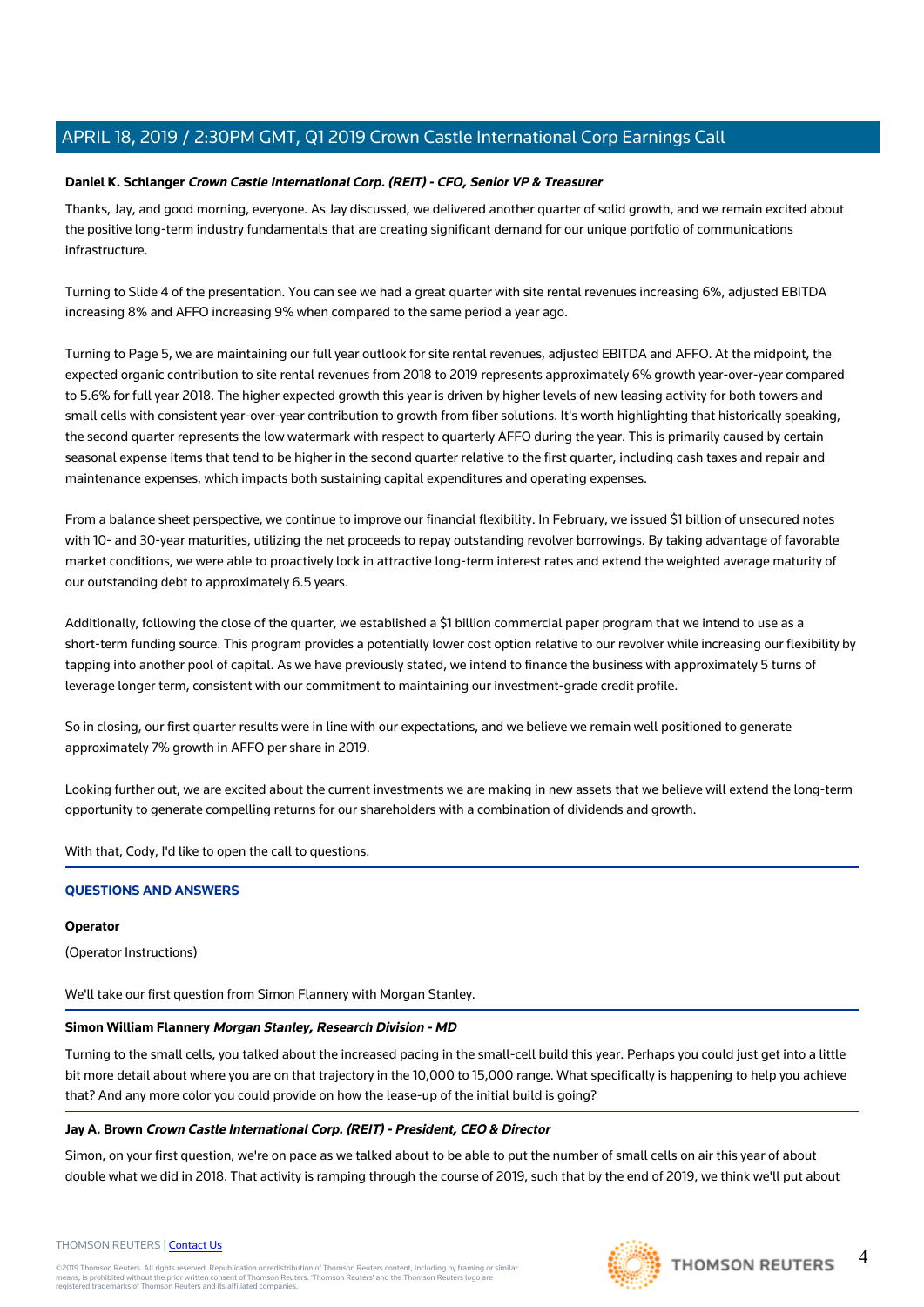**Daniel K. Schlanger** ***Crown Castle International Corp. (REIT) - CFO, Senior VP & Treasurer***

Thanks, Jay, and good morning, everyone. As Jay discussed, we delivered another quarter of solid growth, and we remain excited about the positive long-term industry fundamentals that are creating significant demand for our unique portfolio of communications infrastructure.

Turning to Slide 4 of the presentation. You can see we had a great quarter with site rental revenues increasing 6%, adjusted EBITDA increasing 8% and AFFO increasing 9% when compared to the same period a year ago.

Turning to Page 5, we are maintaining our full year outlook for site rental revenues, adjusted EBITDA and AFFO. At the midpoint, the expected organic contribution to site rental revenues from 2018 to 2019 represents approximately 6% growth year-over-year compared to 5.6% for full year 2018. The higher expected growth this year is driven by higher levels of new leasing activity for both towers and small cells with consistent year-over-year contribution to growth from fiber solutions. It's worth highlighting that historically speaking, the second quarter represents the low watermark with respect to quarterly AFFO during the year. This is primarily caused by certain seasonal expense items that tend to be higher in the second quarter relative to the first quarter, including cash taxes and repair and maintenance expenses, which impacts both sustaining capital expenditures and operating expenses.

From a balance sheet perspective, we continue to improve our financial flexibility. In February, we issued $1 billion of unsecured notes with 10- and 30-year maturities, utilizing the net proceeds to repay outstanding revolver borrowings. By taking advantage of favorable market conditions, we were able to proactively lock in attractive long-term interest rates and extend the weighted average maturity of our outstanding debt to approximately 6.5 years.

Additionally, following the close of the quarter, we established a $1 billion commercial paper program that we intend to use as a short-term funding source. This program provides a potentially lower cost option relative to our revolver while increasing our flexibility by tapping into another pool of capital. As we have previously stated, we intend to finance the business with approximately 5 turns of leverage longer term, consistent with our commitment to maintaining our investment-grade credit profile.

So in closing, our first quarter results were in line with our expectations, and we believe we remain well positioned to generate approximately 7% growth in AFFO per share in 2019.

Looking further out, we are excited about the current investments we are making in new assets that we believe will extend the long-term opportunity to generate compelling returns for our shareholders with a combination of dividends and growth.

With that, Cody, I'd like to open the call to questions.

## QUESTIONS AND ANSWERS

**Operator**

(Operator Instructions)

We'll take our first question from Simon Flannery with Morgan Stanley.

**Simon William Flannery** ***Morgan Stanley, Research Division - MD***

Turning to the small cells, you talked about the increased pacing in the small-cell build this year. Perhaps you could just get into a little bit more detail about where you are on that trajectory in the 10,000 to 15,000 range. What specifically is happening to help you achieve that? And any more color you could provide on how the lease-up of the initial build is going?

**Jay A. Brown** ***Crown Castle International Corp. (REIT) - President, CEO & Director***

Simon, on your first question, we're on pace as we talked about to be able to put the number of small cells on air this year of about double what we did in 2018. That activity is ramping through the course of 2019, such that by the end of 2019, we think we'll put about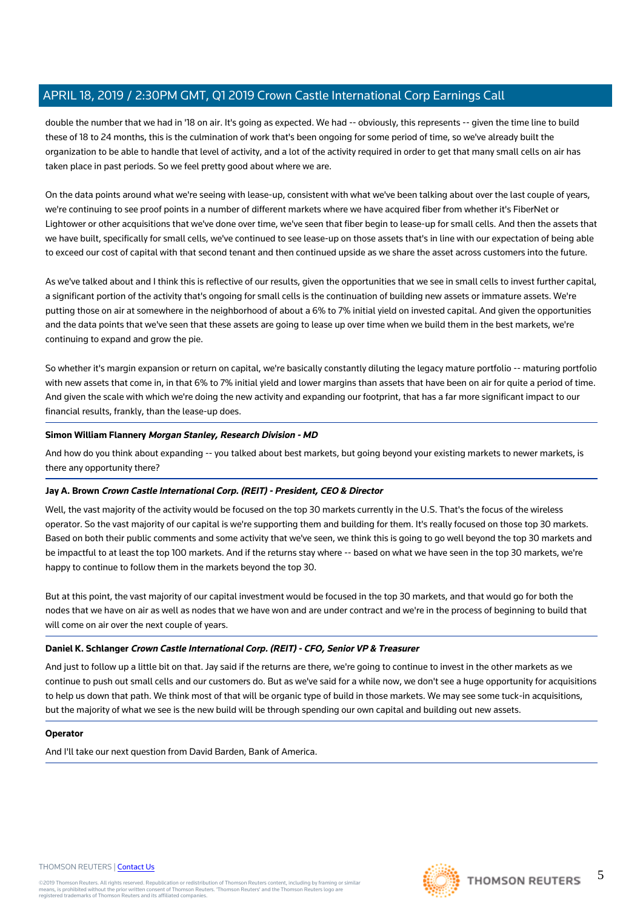double the number that we had in '18 on air. It's going as expected. We had -- obviously, this represents -- given the time line to build these of 18 to 24 months, this is the culmination of work that's been ongoing for some period of time, so we've already built the organization to be able to handle that level of activity, and a lot of the activity required in order to get that many small cells on air has taken place in past periods. So we feel pretty good about where we are.

On the data points around what we're seeing with lease-up, consistent with what we've been talking about over the last couple of years, we're continuing to see proof points in a number of different markets where we have acquired fiber from whether it's FiberNet or Lightower or other acquisitions that we've done over time, we've seen that fiber begin to lease-up for small cells. And then the assets that we have built, specifically for small cells, we've continued to see lease-up on those assets that's in line with our expectation of being able to exceed our cost of capital with that second tenant and then continued upside as we share the asset across customers into the future.

As we've talked about and I think this is reflective of our results, given the opportunities that we see in small cells to invest further capital, a significant portion of the activity that's ongoing for small cells is the continuation of building new assets or immature assets. We're putting those on air at somewhere in the neighborhood of about a 6% to 7% initial yield on invested capital. And given the opportunities and the data points that we've seen that these assets are going to lease up over time when we build them in the best markets, we're continuing to expand and grow the pie.

So whether it's margin expansion or return on capital, we're basically constantly diluting the legacy mature portfolio -- maturing portfolio with new assets that come in, in that 6% to 7% initial yield and lower margins than assets that have been on air for quite a period of time. And given the scale with which we're doing the new activity and expanding our footprint, that has a far more significant impact to our financial results, frankly, than the lease-up does.

**Simon William Flannery** ***Morgan Stanley, Research Division - MD***

And how do you think about expanding -- you talked about best markets, but going beyond your existing markets to newer markets, is there any opportunity there?

**Jay A. Brown** ***Crown Castle International Corp. (REIT) - President, CEO & Director***

Well, the vast majority of the activity would be focused on the top 30 markets currently in the U.S. That's the focus of the wireless operator. So the vast majority of our capital is we're supporting them and building for them. It's really focused on those top 30 markets. Based on both their public comments and some activity that we've seen, we think this is going to go well beyond the top 30 markets and be impactful to at least the top 100 markets. And if the returns stay where -- based on what we have seen in the top 30 markets, we're happy to continue to follow them in the markets beyond the top 30.

But at this point, the vast majority of our capital investment would be focused in the top 30 markets, and that would go for both the nodes that we have on air as well as nodes that we have won and are under contract and we're in the process of beginning to build that will come on air over the next couple of years.

**Daniel K. Schlanger** ***Crown Castle International Corp. (REIT) - CFO, Senior VP & Treasurer***

And just to follow up a little bit on that. Jay said if the returns are there, we're going to continue to invest in the other markets as we continue to push out small cells and our customers do. But as we've said for a while now, we don't see a huge opportunity for acquisitions to help us down that path. We think most of that will be organic type of build in those markets. We may see some tuck-in acquisitions, but the majority of what we see is the new build will be through spending our own capital and building out new assets.

**Operator**

And I'll take our next question from David Barden, Bank of America.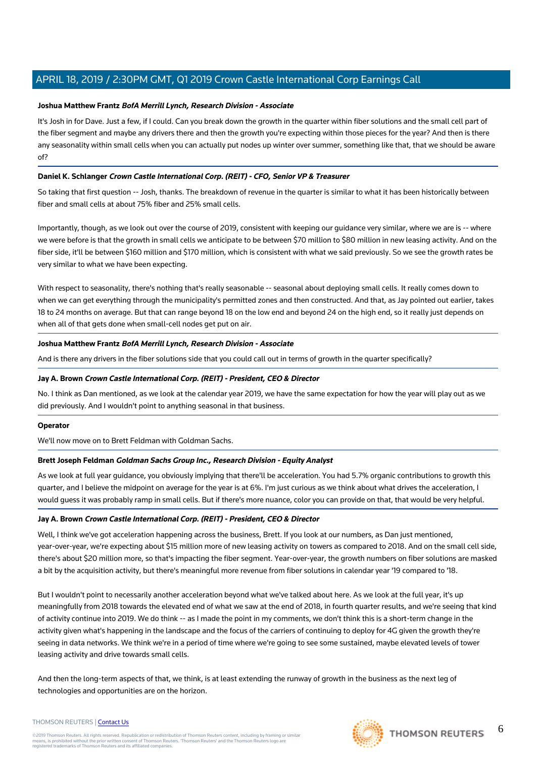**Joshua Matthew Frantz** ***BofA Merrill Lynch, Research Division - Associate***

It's Josh in for Dave. Just a few, if I could. Can you break down the growth in the quarter within fiber solutions and the small cell part of the fiber segment and maybe any drivers there and then the growth you're expecting within those pieces for the year? And then is there any seasonality within small cells when you can actually put nodes up winter over summer, something like that, that we should be aware of?

**Daniel K. Schlanger** ***Crown Castle International Corp. (REIT) - CFO, Senior VP & Treasurer***

So taking that first question -- Josh, thanks. The breakdown of revenue in the quarter is similar to what it has been historically between fiber and small cells at about 75% fiber and 25% small cells.

Importantly, though, as we look out over the course of 2019, consistent with keeping our guidance very similar, where we are is -- where we were before is that the growth in small cells we anticipate to be between $70 million to $80 million in new leasing activity. And on the fiber side, it'll be between $160 million and $170 million, which is consistent with what we said previously. So we see the growth rates be very similar to what we have been expecting.

With respect to seasonality, there's nothing that's really seasonable -- seasonal about deploying small cells. It really comes down to when we can get everything through the municipality's permitted zones and then constructed. And that, as Jay pointed out earlier, takes 18 to 24 months on average. But that can range beyond 18 on the low end and beyond 24 on the high end, so it really just depends on when all of that gets done when small-cell nodes get put on air.

**Joshua Matthew Frantz** ***BofA Merrill Lynch, Research Division - Associate***

And is there any drivers in the fiber solutions side that you could call out in terms of growth in the quarter specifically?

**Jay A. Brown** ***Crown Castle International Corp. (REIT) - President, CEO & Director***

No. I think as Dan mentioned, as we look at the calendar year 2019, we have the same expectation for how the year will play out as we did previously. And I wouldn't point to anything seasonal in that business.

**Operator**

We'll now move on to Brett Feldman with Goldman Sachs.

**Brett Joseph Feldman** ***Goldman Sachs Group Inc., Research Division - Equity Analyst***

As we look at full year guidance, you obviously implying that there'll be acceleration. You had 5.7% organic contributions to growth this quarter, and I believe the midpoint on average for the year is at 6%. I'm just curious as we think about what drives the acceleration, I would guess it was probably ramp in small cells. But if there's more nuance, color you can provide on that, that would be very helpful.

**Jay A. Brown** ***Crown Castle International Corp. (REIT) - President, CEO & Director***

Well, I think we've got acceleration happening across the business, Brett. If you look at our numbers, as Dan just mentioned, year-over-year, we're expecting about $15 million more of new leasing activity on towers as compared to 2018. And on the small cell side, there's about $20 million more, so that's impacting the fiber segment. Year-over-year, the growth numbers on fiber solutions are masked a bit by the acquisition activity, but there's meaningful more revenue from fiber solutions in calendar year '19 compared to '18.

But I wouldn't point to necessarily another acceleration beyond what we've talked about here. As we look at the full year, it's up meaningfully from 2018 towards the elevated end of what we saw at the end of 2018, in fourth quarter results, and we're seeing that kind of activity continue into 2019. We do think -- as I made the point in my comments, we don't think this is a short-term change in the activity given what's happening in the landscape and the focus of the carriers of continuing to deploy for 4G given the growth they're seeing in data networks. We think we're in a period of time where we're going to see some sustained, maybe elevated levels of tower leasing activity and drive towards small cells.

And then the long-term aspects of that, we think, is at least extending the runway of growth in the business as the next leg of technologies and opportunities are on the horizon.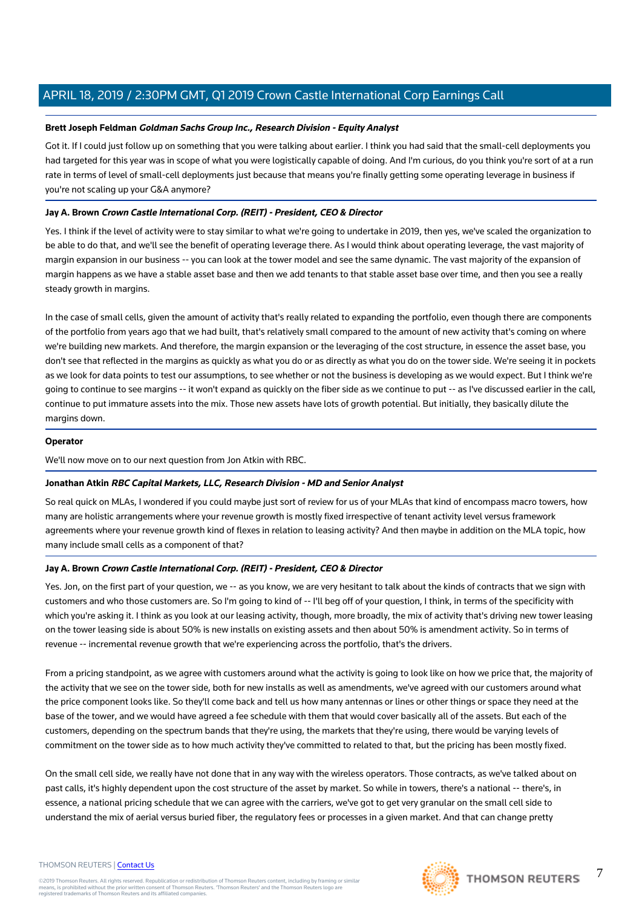**Brett Joseph Feldman** ***Goldman Sachs Group Inc., Research Division - Equity Analyst***

Got it. If I could just follow up on something that you were talking about earlier. I think you had said that the small-cell deployments you had targeted for this year was in scope of what you were logistically capable of doing. And I'm curious, do you think you're sort of at a run rate in terms of level of small-cell deployments just because that means you're finally getting some operating leverage in business if you're not scaling up your G&A anymore?

**Jay A. Brown** ***Crown Castle International Corp. (REIT) - President, CEO & Director***

Yes. I think if the level of activity were to stay similar to what we're going to undertake in 2019, then yes, we've scaled the organization to be able to do that, and we'll see the benefit of operating leverage there. As I would think about operating leverage, the vast majority of margin expansion in our business -- you can look at the tower model and see the same dynamic. The vast majority of the expansion of margin happens as we have a stable asset base and then we add tenants to that stable asset base over time, and then you see a really steady growth in margins.

In the case of small cells, given the amount of activity that's really related to expanding the portfolio, even though there are components of the portfolio from years ago that we had built, that's relatively small compared to the amount of new activity that's coming on where we're building new markets. And therefore, the margin expansion or the leveraging of the cost structure, in essence the asset base, you don't see that reflected in the margins as quickly as what you do or as directly as what you do on the tower side. We're seeing it in pockets as we look for data points to test our assumptions, to see whether or not the business is developing as we would expect. But I think we're going to continue to see margins -- it won't expand as quickly on the fiber side as we continue to put -- as I've discussed earlier in the call, continue to put immature assets into the mix. Those new assets have lots of growth potential. But initially, they basically dilute the margins down.

**Operator**

We'll now move on to our next question from Jon Atkin with RBC.

**Jonathan Atkin** ***RBC Capital Markets, LLC, Research Division - MD and Senior Analyst***

So real quick on MLAs, I wondered if you could maybe just sort of review for us of your MLAs that kind of encompass macro towers, how many are holistic arrangements where your revenue growth is mostly fixed irrespective of tenant activity level versus framework agreements where your revenue growth kind of flexes in relation to leasing activity? And then maybe in addition on the MLA topic, how many include small cells as a component of that?

**Jay A. Brown** ***Crown Castle International Corp. (REIT) - President, CEO & Director***

Yes. Jon, on the first part of your question, we -- as you know, we are very hesitant to talk about the kinds of contracts that we sign with customers and who those customers are. So I'm going to kind of -- I'll beg off of your question, I think, in terms of the specificity with which you're asking it. I think as you look at our leasing activity, though, more broadly, the mix of activity that's driving new tower leasing on the tower leasing side is about 50% is new installs on existing assets and then about 50% is amendment activity. So in terms of revenue -- incremental revenue growth that we're experiencing across the portfolio, that's the drivers.

From a pricing standpoint, as we agree with customers around what the activity is going to look like on how we price that, the majority of the activity that we see on the tower side, both for new installs as well as amendments, we've agreed with our customers around what the price component looks like. So they'll come back and tell us how many antennas or lines or other things or space they need at the base of the tower, and we would have agreed a fee schedule with them that would cover basically all of the assets. But each of the customers, depending on the spectrum bands that they're using, the markets that they're using, there would be varying levels of commitment on the tower side as to how much activity they've committed to related to that, but the pricing has been mostly fixed.

On the small cell side, we really have not done that in any way with the wireless operators. Those contracts, as we've talked about on past calls, it's highly dependent upon the cost structure of the asset by market. So while in towers, there's a national -- there's, in essence, a national pricing schedule that we can agree with the carriers, we've got to get very granular on the small cell side to understand the mix of aerial versus buried fiber, the regulatory fees or processes in a given market. And that can change pretty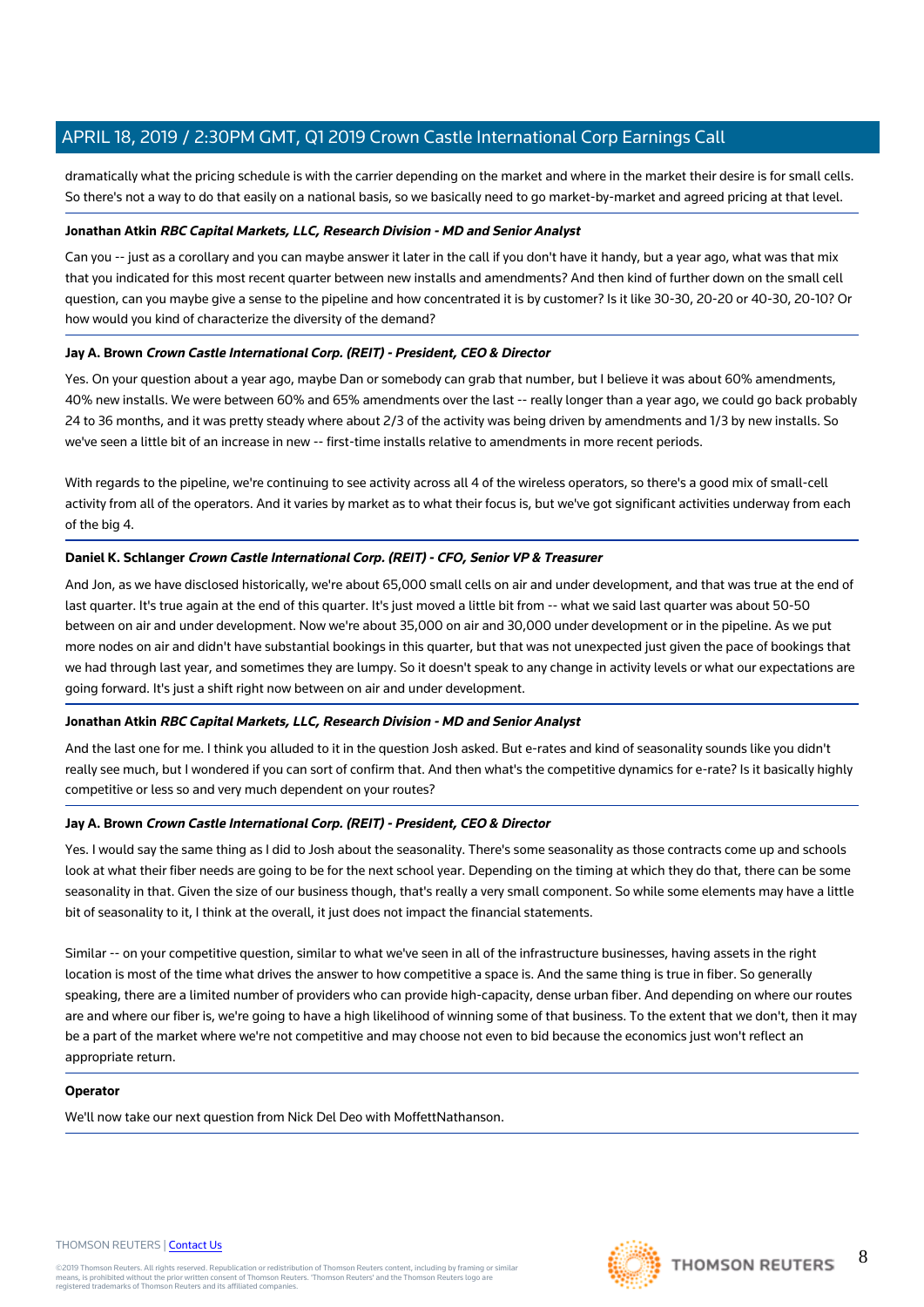dramatically what the pricing schedule is with the carrier depending on the market and where in the market their desire is for small cells. So there's not a way to do that easily on a national basis, so we basically need to go market-by-market and agreed pricing at that level.

**Jonathan Atkin** ***RBC Capital Markets, LLC, Research Division - MD and Senior Analyst***

Can you -- just as a corollary and you can maybe answer it later in the call if you don't have it handy, but a year ago, what was that mix that you indicated for this most recent quarter between new installs and amendments? And then kind of further down on the small cell question, can you maybe give a sense to the pipeline and how concentrated it is by customer? Is it like 30-30, 20-20 or 40-30, 20-10? Or how would you kind of characterize the diversity of the demand?

**Jay A. Brown** ***Crown Castle International Corp. (REIT) - President, CEO & Director***

Yes. On your question about a year ago, maybe Dan or somebody can grab that number, but I believe it was about 60% amendments, 40% new installs. We were between 60% and 65% amendments over the last -- really longer than a year ago, we could go back probably 24 to 36 months, and it was pretty steady where about 2/3 of the activity was being driven by amendments and 1/3 by new installs. So we've seen a little bit of an increase in new -- first-time installs relative to amendments in more recent periods.

With regards to the pipeline, we're continuing to see activity across all 4 of the wireless operators, so there's a good mix of small-cell activity from all of the operators. And it varies by market as to what their focus is, but we've got significant activities underway from each of the big 4.

**Daniel K. Schlanger** ***Crown Castle International Corp. (REIT) - CFO, Senior VP & Treasurer***

And Jon, as we have disclosed historically, we're about 65,000 small cells on air and under development, and that was true at the end of last quarter. It's true again at the end of this quarter. It's just moved a little bit from -- what we said last quarter was about 50-50 between on air and under development. Now we're about 35,000 on air and 30,000 under development or in the pipeline. As we put more nodes on air and didn't have substantial bookings in this quarter, but that was not unexpected just given the pace of bookings that we had through last year, and sometimes they are lumpy. So it doesn't speak to any change in activity levels or what our expectations are going forward. It's just a shift right now between on air and under development.

**Jonathan Atkin** ***RBC Capital Markets, LLC, Research Division - MD and Senior Analyst***

And the last one for me. I think you alluded to it in the question Josh asked. But e-rates and kind of seasonality sounds like you didn't really see much, but I wondered if you can sort of confirm that. And then what's the competitive dynamics for e-rate? Is it basically highly competitive or less so and very much dependent on your routes?

**Jay A. Brown** ***Crown Castle International Corp. (REIT) - President, CEO & Director***

Yes. I would say the same thing as I did to Josh about the seasonality. There's some seasonality as those contracts come up and schools look at what their fiber needs are going to be for the next school year. Depending on the timing at which they do that, there can be some seasonality in that. Given the size of our business though, that's really a very small component. So while some elements may have a little bit of seasonality to it, I think at the overall, it just does not impact the financial statements.

Similar -- on your competitive question, similar to what we've seen in all of the infrastructure businesses, having assets in the right location is most of the time what drives the answer to how competitive a space is. And the same thing is true in fiber. So generally speaking, there are a limited number of providers who can provide high-capacity, dense urban fiber. And depending on where our routes are and where our fiber is, we're going to have a high likelihood of winning some of that business. To the extent that we don't, then it may be a part of the market where we're not competitive and may choose not even to bid because the economics just won't reflect an appropriate return.

**Operator**

We'll now take our next question from Nick Del Deo with MoffettNathanson.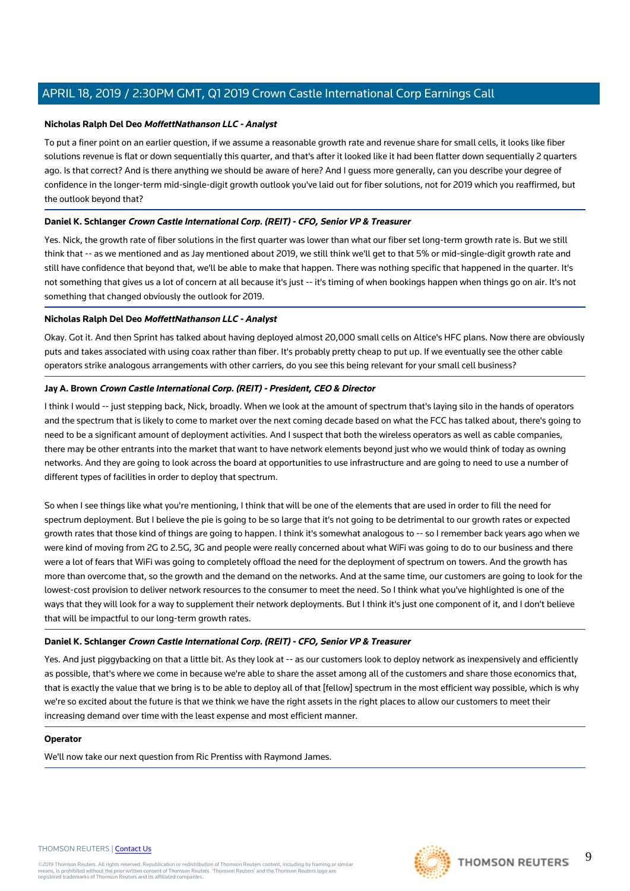**Nicholas Ralph Del Deo** ***MoffettNathanson LLC - Analyst***

To put a finer point on an earlier question, if we assume a reasonable growth rate and revenue share for small cells, it looks like fiber solutions revenue is flat or down sequentially this quarter, and that's after it looked like it had been flatter down sequentially 2 quarters ago. Is that correct? And is there anything we should be aware of here? And I guess more generally, can you describe your degree of confidence in the longer-term mid-single-digit growth outlook you've laid out for fiber solutions, not for 2019 which you reaffirmed, but the outlook beyond that?

**Daniel K. Schlanger** ***Crown Castle International Corp. (REIT) - CFO, Senior VP & Treasurer***

Yes. Nick, the growth rate of fiber solutions in the first quarter was lower than what our fiber set long-term growth rate is. But we still think that -- as we mentioned and as Jay mentioned about 2019, we still think we'll get to that 5% or mid-single-digit growth rate and still have confidence that beyond that, we'll be able to make that happen. There was nothing specific that happened in the quarter. It's not something that gives us a lot of concern at all because it's just -- it's timing of when bookings happen when things go on air. It's not something that changed obviously the outlook for 2019.

**Nicholas Ralph Del Deo** ***MoffettNathanson LLC - Analyst***

Okay. Got it. And then Sprint has talked about having deployed almost 20,000 small cells on Altice's HFC plans. Now there are obviously puts and takes associated with using coax rather than fiber. It's probably pretty cheap to put up. If we eventually see the other cable operators strike analogous arrangements with other carriers, do you see this being relevant for your small cell business?

**Jay A. Brown** ***Crown Castle International Corp. (REIT) - President, CEO & Director***

I think I would -- just stepping back, Nick, broadly. When we look at the amount of spectrum that's laying silo in the hands of operators and the spectrum that is likely to come to market over the next coming decade based on what the FCC has talked about, there's going to need to be a significant amount of deployment activities. And I suspect that both the wireless operators as well as cable companies, there may be other entrants into the market that want to have network elements beyond just who we would think of today as owning networks. And they are going to look across the board at opportunities to use infrastructure and are going to need to use a number of different types of facilities in order to deploy that spectrum.

So when I see things like what you're mentioning, I think that will be one of the elements that are used in order to fill the need for spectrum deployment. But I believe the pie is going to be so large that it's not going to be detrimental to our growth rates or expected growth rates that those kind of things are going to happen. I think it's somewhat analogous to -- so I remember back years ago when we were kind of moving from 2G to 2.5G, 3G and people were really concerned about what WiFi was going to do to our business and there were a lot of fears that WiFi was going to completely offload the need for the deployment of spectrum on towers. And the growth has more than overcome that, so the growth and the demand on the networks. And at the same time, our customers are going to look for the lowest-cost provision to deliver network resources to the consumer to meet the need. So I think what you've highlighted is one of the ways that they will look for a way to supplement their network deployments. But I think it's just one component of it, and I don't believe that will be impactful to our long-term growth rates.

**Daniel K. Schlanger** ***Crown Castle International Corp. (REIT) - CFO, Senior VP & Treasurer***

Yes. And just piggybacking on that a little bit. As they look at -- as our customers look to deploy network as inexpensively and efficiently as possible, that's where we come in because we're able to share the asset among all of the customers and share those economics that, that is exactly the value that we bring is to be able to deploy all of that [fellow] spectrum in the most efficient way possible, which is why we're so excited about the future is that we think we have the right assets in the right places to allow our customers to meet their increasing demand over time with the least expense and most efficient manner.

**Operator**

We'll now take our next question from Ric Prentiss with Raymond James.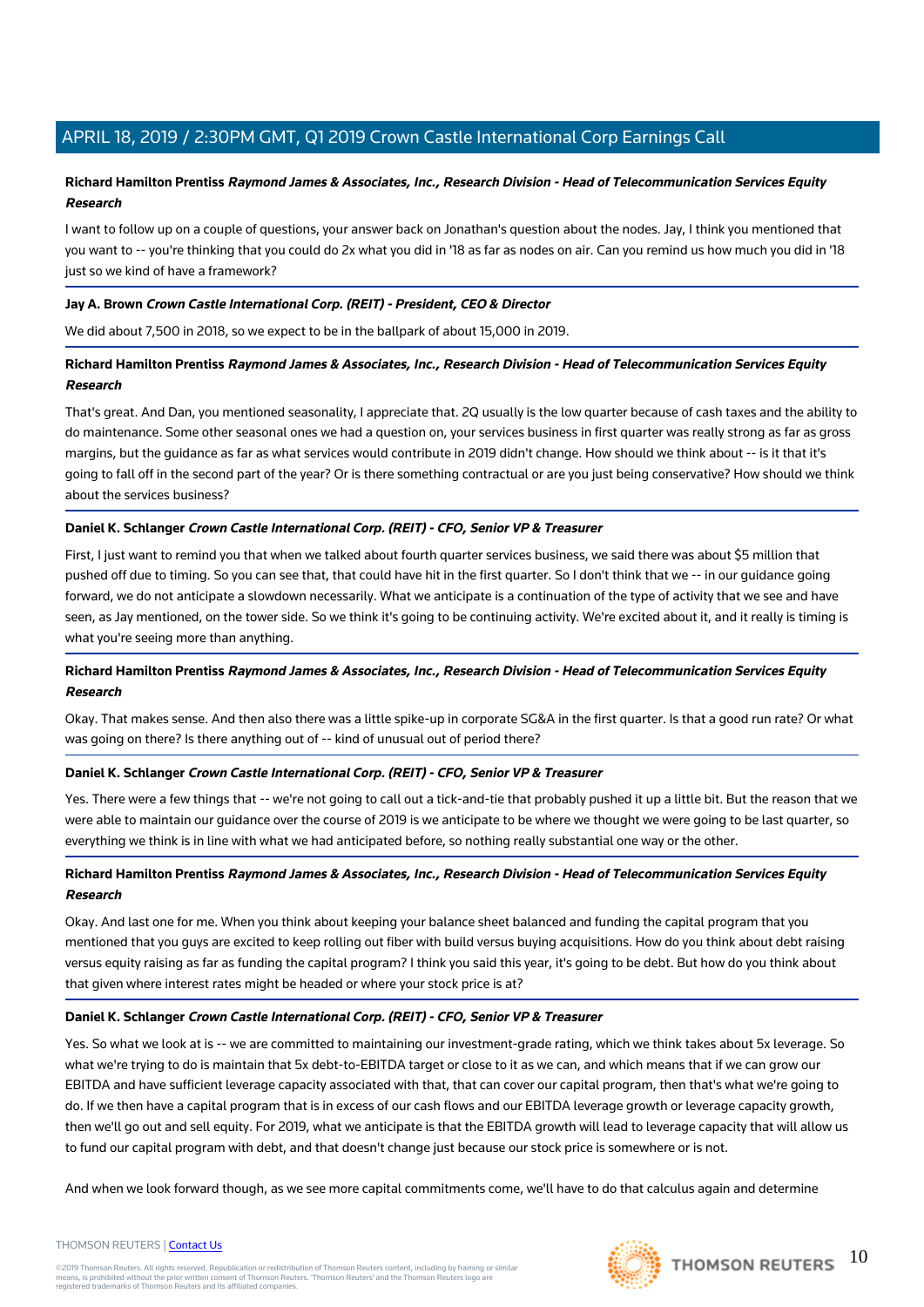**Richard Hamilton Prentiss** ***Raymond James & Associates, Inc., Research Division - Head of Telecommunication Services Equity Research***

I want to follow up on a couple of questions, your answer back on Jonathan's question about the nodes. Jay, I think you mentioned that you want to -- you're thinking that you could do 2x what you did in '18 as far as nodes on air. Can you remind us how much you did in '18 just so we kind of have a framework?

**Jay A. Brown** ***Crown Castle International Corp. (REIT) - President, CEO & Director***

We did about 7,500 in 2018, so we expect to be in the ballpark of about 15,000 in 2019.

**Richard Hamilton Prentiss** ***Raymond James & Associates, Inc., Research Division - Head of Telecommunication Services Equity Research***

That's great. And Dan, you mentioned seasonality, I appreciate that. 2Q usually is the low quarter because of cash taxes and the ability to do maintenance. Some other seasonal ones we had a question on, your services business in first quarter was really strong as far as gross margins, but the guidance as far as what services would contribute in 2019 didn't change. How should we think about -- is it that it's going to fall off in the second part of the year? Or is there something contractual or are you just being conservative? How should we think about the services business?

**Daniel K. Schlanger** ***Crown Castle International Corp. (REIT) - CFO, Senior VP & Treasurer***

First, I just want to remind you that when we talked about fourth quarter services business, we said there was about $5 million that pushed off due to timing. So you can see that, that could have hit in the first quarter. So I don't think that we -- in our guidance going forward, we do not anticipate a slowdown necessarily. What we anticipate is a continuation of the type of activity that we see and have seen, as Jay mentioned, on the tower side. So we think it's going to be continuing activity. We're excited about it, and it really is timing is what you're seeing more than anything.

**Richard Hamilton Prentiss** ***Raymond James & Associates, Inc., Research Division - Head of Telecommunication Services Equity Research***

Okay. That makes sense. And then also there was a little spike-up in corporate SG&A in the first quarter. Is that a good run rate? Or what was going on there? Is there anything out of -- kind of unusual out of period there?

**Daniel K. Schlanger** ***Crown Castle International Corp. (REIT) - CFO, Senior VP & Treasurer***

Yes. There were a few things that -- we're not going to call out a tick-and-tie that probably pushed it up a little bit. But the reason that we were able to maintain our guidance over the course of 2019 is we anticipate to be where we thought we were going to be last quarter, so everything we think is in line with what we had anticipated before, so nothing really substantial one way or the other.

**Richard Hamilton Prentiss** ***Raymond James & Associates, Inc., Research Division - Head of Telecommunication Services Equity Research***

Okay. And last one for me. When you think about keeping your balance sheet balanced and funding the capital program that you mentioned that you guys are excited to keep rolling out fiber with build versus buying acquisitions. How do you think about debt raising versus equity raising as far as funding the capital program? I think you said this year, it's going to be debt. But how do you think about that given where interest rates might be headed or where your stock price is at?

**Daniel K. Schlanger** ***Crown Castle International Corp. (REIT) - CFO, Senior VP & Treasurer***

Yes. So what we look at is -- we are committed to maintaining our investment-grade rating, which we think takes about 5x leverage. So what we're trying to do is maintain that 5x debt-to-EBITDA target or close to it as we can, and which means that if we can grow our EBITDA and have sufficient leverage capacity associated with that, that can cover our capital program, then that's what we're going to do. If we then have a capital program that is in excess of our cash flows and our EBITDA leverage growth or leverage capacity growth, then we'll go out and sell equity. For 2019, what we anticipate is that the EBITDA growth will lead to leverage capacity that will allow us to fund our capital program with debt, and that doesn't change just because our stock price is somewhere or is not.

And when we look forward though, as we see more capital commitments come, we'll have to do that calculus again and determine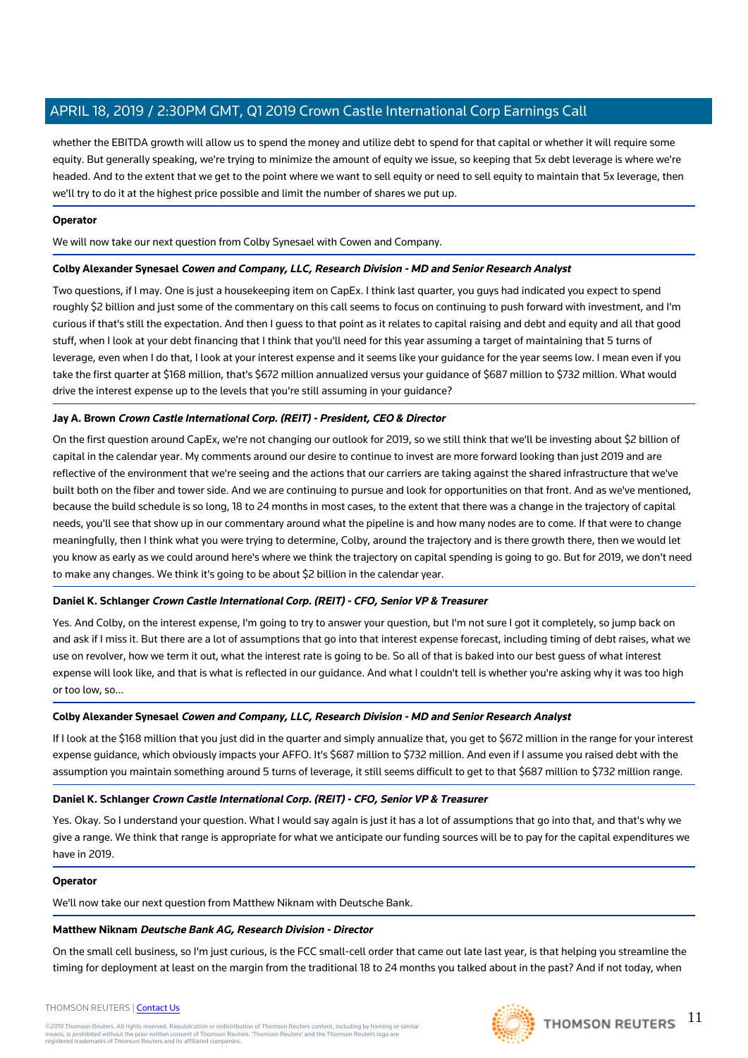whether the EBITDA growth will allow us to spend the money and utilize debt to spend for that capital or whether it will require some equity. But generally speaking, we're trying to minimize the amount of equity we issue, so keeping that 5x debt leverage is where we're headed. And to the extent that we get to the point where we want to sell equity or need to sell equity to maintain that 5x leverage, then we'll try to do it at the highest price possible and limit the number of shares we put up.

**Operator**

We will now take our next question from Colby Synesael with Cowen and Company.

**Colby Alexander Synesael** ***Cowen and Company, LLC, Research Division - MD and Senior Research Analyst***

Two questions, if I may. One is just a housekeeping item on CapEx. I think last quarter, you guys had indicated you expect to spend roughly $2 billion and just some of the commentary on this call seems to focus on continuing to push forward with investment, and I'm curious if that's still the expectation. And then I guess to that point as it relates to capital raising and debt and equity and all that good stuff, when I look at your debt financing that I think that you'll need for this year assuming a target of maintaining that 5 turns of leverage, even when I do that, I look at your interest expense and it seems like your guidance for the year seems low. I mean even if you take the first quarter at $168 million, that's $672 million annualized versus your guidance of $687 million to $732 million. What would drive the interest expense up to the levels that you're still assuming in your guidance?

**Jay A. Brown** ***Crown Castle International Corp. (REIT) - President, CEO & Director***

On the first question around CapEx, we're not changing our outlook for 2019, so we still think that we'll be investing about $2 billion of capital in the calendar year. My comments around our desire to continue to invest are more forward looking than just 2019 and are reflective of the environment that we're seeing and the actions that our carriers are taking against the shared infrastructure that we've built both on the fiber and tower side. And we are continuing to pursue and look for opportunities on that front. And as we've mentioned, because the build schedule is so long, 18 to 24 months in most cases, to the extent that there was a change in the trajectory of capital needs, you'll see that show up in our commentary around what the pipeline is and how many nodes are to come. If that were to change meaningfully, then I think what you were trying to determine, Colby, around the trajectory and is there growth there, then we would let you know as early as we could around here's where we think the trajectory on capital spending is going to go. But for 2019, we don't need to make any changes. We think it's going to be about $2 billion in the calendar year.

**Daniel K. Schlanger** ***Crown Castle International Corp. (REIT) - CFO, Senior VP & Treasurer***

Yes. And Colby, on the interest expense, I'm going to try to answer your question, but I'm not sure I got it completely, so jump back on and ask if I miss it. But there are a lot of assumptions that go into that interest expense forecast, including timing of debt raises, what we use on revolver, how we term it out, what the interest rate is going to be. So all of that is baked into our best guess of what interest expense will look like, and that is what is reflected in our guidance. And what I couldn't tell is whether you're asking why it was too high or too low, so...

**Colby Alexander Synesael** ***Cowen and Company, LLC, Research Division - MD and Senior Research Analyst***

If I look at the $168 million that you just did in the quarter and simply annualize that, you get to $672 million in the range for your interest expense guidance, which obviously impacts your AFFO. It's $687 million to $732 million. And even if I assume you raised debt with the assumption you maintain something around 5 turns of leverage, it still seems difficult to get to that $687 million to $732 million range.

**Daniel K. Schlanger** ***Crown Castle International Corp. (REIT) - CFO, Senior VP & Treasurer***

Yes. Okay. So I understand your question. What I would say again is just it has a lot of assumptions that go into that, and that's why we give a range. We think that range is appropriate for what we anticipate our funding sources will be to pay for the capital expenditures we have in 2019.

**Operator**

We'll now take our next question from Matthew Niknam with Deutsche Bank.

**Matthew Niknam** ***Deutsche Bank AG, Research Division - Director***

On the small cell business, so I'm just curious, is the FCC small-cell order that came out late last year, is that helping you streamline the timing for deployment at least on the margin from the traditional 18 to 24 months you talked about in the past? And if not today, when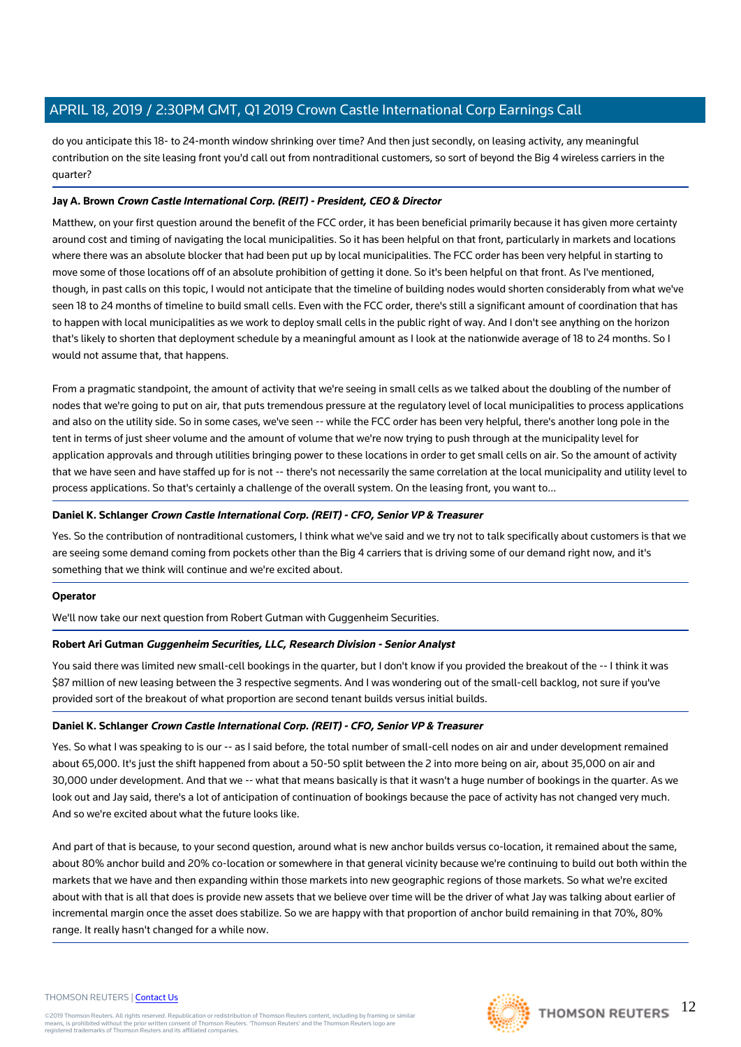do you anticipate this 18- to 24-month window shrinking over time? And then just secondly, on leasing activity, any meaningful contribution on the site leasing front you'd call out from nontraditional customers, so sort of beyond the Big 4 wireless carriers in the quarter?

**Jay A. Brown** ***Crown Castle International Corp. (REIT) - President, CEO & Director***

Matthew, on your first question around the benefit of the FCC order, it has been beneficial primarily because it has given more certainty around cost and timing of navigating the local municipalities. So it has been helpful on that front, particularly in markets and locations where there was an absolute blocker that had been put up by local municipalities. The FCC order has been very helpful in starting to move some of those locations off of an absolute prohibition of getting it done. So it's been helpful on that front. As I've mentioned, though, in past calls on this topic, I would not anticipate that the timeline of building nodes would shorten considerably from what we've seen 18 to 24 months of timeline to build small cells. Even with the FCC order, there's still a significant amount of coordination that has to happen with local municipalities as we work to deploy small cells in the public right of way. And I don't see anything on the horizon that's likely to shorten that deployment schedule by a meaningful amount as I look at the nationwide average of 18 to 24 months. So I would not assume that, that happens.

From a pragmatic standpoint, the amount of activity that we're seeing in small cells as we talked about the doubling of the number of nodes that we're going to put on air, that puts tremendous pressure at the regulatory level of local municipalities to process applications and also on the utility side. So in some cases, we've seen -- while the FCC order has been very helpful, there's another long pole in the tent in terms of just sheer volume and the amount of volume that we're now trying to push through at the municipality level for application approvals and through utilities bringing power to these locations in order to get small cells on air. So the amount of activity that we have seen and have staffed up for is not -- there's not necessarily the same correlation at the local municipality and utility level to process applications. So that's certainly a challenge of the overall system. On the leasing front, you want to...

**Daniel K. Schlanger** ***Crown Castle International Corp. (REIT) - CFO, Senior VP & Treasurer***

Yes. So the contribution of nontraditional customers, I think what we've said and we try not to talk specifically about customers is that we are seeing some demand coming from pockets other than the Big 4 carriers that is driving some of our demand right now, and it's something that we think will continue and we're excited about.

**Operator**

We'll now take our next question from Robert Gutman with Guggenheim Securities.

**Robert Ari Gutman** ***Guggenheim Securities, LLC, Research Division - Senior Analyst***

You said there was limited new small-cell bookings in the quarter, but I don't know if you provided the breakout of the -- I think it was $87 million of new leasing between the 3 respective segments. And I was wondering out of the small-cell backlog, not sure if you've provided sort of the breakout of what proportion are second tenant builds versus initial builds.

**Daniel K. Schlanger** ***Crown Castle International Corp. (REIT) - CFO, Senior VP & Treasurer***

Yes. So what I was speaking to is our -- as I said before, the total number of small-cell nodes on air and under development remained about 65,000. It's just the shift happened from about a 50-50 split between the 2 into more being on air, about 35,000 on air and 30,000 under development. And that we -- what that means basically is that it wasn't a huge number of bookings in the quarter. As we look out and Jay said, there's a lot of anticipation of continuation of bookings because the pace of activity has not changed very much. And so we're excited about what the future looks like.

And part of that is because, to your second question, around what is new anchor builds versus co-location, it remained about the same, about 80% anchor build and 20% co-location or somewhere in that general vicinity because we're continuing to build out both within the markets that we have and then expanding within those markets into new geographic regions of those markets. So what we're excited about with that is all that does is provide new assets that we believe over time will be the driver of what Jay was talking about earlier of incremental margin once the asset does stabilize. So we are happy with that proportion of anchor build remaining in that 70%, 80% range. It really hasn't changed for a while now.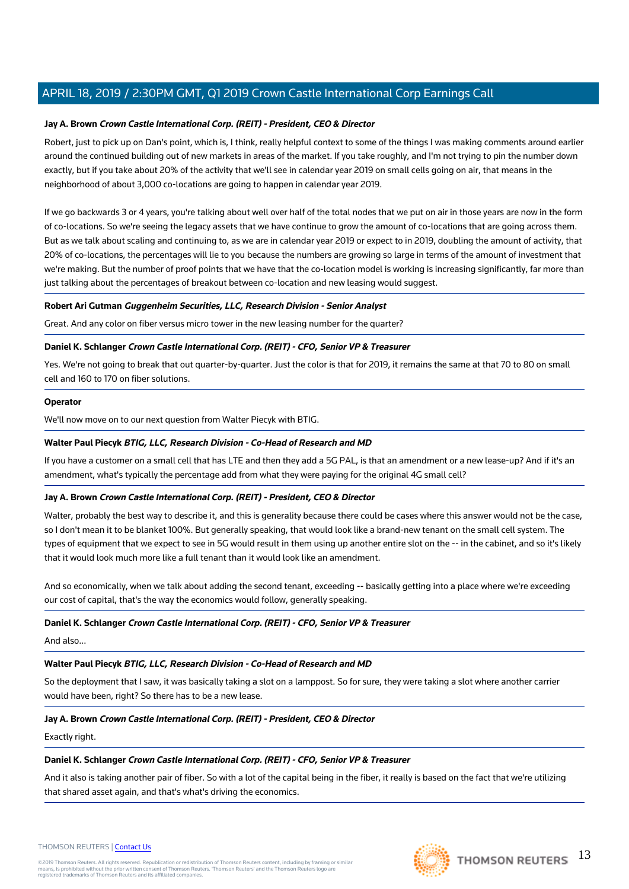**Jay A. Brown** ***Crown Castle International Corp. (REIT) - President, CEO & Director***

Robert, just to pick up on Dan's point, which is, I think, really helpful context to some of the things I was making comments around earlier around the continued building out of new markets in areas of the market. If you take roughly, and I'm not trying to pin the number down exactly, but if you take about 20% of the activity that we'll see in calendar year 2019 on small cells going on air, that means in the neighborhood of about 3,000 co-locations are going to happen in calendar year 2019.

If we go backwards 3 or 4 years, you're talking about well over half of the total nodes that we put on air in those years are now in the form of co-locations. So we're seeing the legacy assets that we have continue to grow the amount of co-locations that are going across them. But as we talk about scaling and continuing to, as we are in calendar year 2019 or expect to in 2019, doubling the amount of activity, that 20% of co-locations, the percentages will lie to you because the numbers are growing so large in terms of the amount of investment that we're making. But the number of proof points that we have that the co-location model is working is increasing significantly, far more than just talking about the percentages of breakout between co-location and new leasing would suggest.

**Robert Ari Gutman** ***Guggenheim Securities, LLC, Research Division - Senior Analyst***

Great. And any color on fiber versus micro tower in the new leasing number for the quarter?

**Daniel K. Schlanger** ***Crown Castle International Corp. (REIT) - CFO, Senior VP & Treasurer***

Yes. We're not going to break that out quarter-by-quarter. Just the color is that for 2019, it remains the same at that 70 to 80 on small cell and 160 to 170 on fiber solutions.

**Operator**

We'll now move on to our next question from Walter Piecyk with BTIG.

**Walter Paul Piecyk** ***BTIG, LLC, Research Division - Co-Head of Research and MD***

If you have a customer on a small cell that has LTE and then they add a 5G PAL, is that an amendment or a new lease-up? And if it's an amendment, what's typically the percentage add from what they were paying for the original 4G small cell?

**Jay A. Brown** ***Crown Castle International Corp. (REIT) - President, CEO & Director***

Walter, probably the best way to describe it, and this is generality because there could be cases where this answer would not be the case, so I don't mean it to be blanket 100%. But generally speaking, that would look like a brand-new tenant on the small cell system. The types of equipment that we expect to see in 5G would result in them using up another entire slot on the -- in the cabinet, and so it's likely that it would look much more like a full tenant than it would look like an amendment.

And so economically, when we talk about adding the second tenant, exceeding -- basically getting into a place where we're exceeding our cost of capital, that's the way the economics would follow, generally speaking.

**Daniel K. Schlanger** ***Crown Castle International Corp. (REIT) - CFO, Senior VP & Treasurer***

And also...

**Walter Paul Piecyk** ***BTIG, LLC, Research Division - Co-Head of Research and MD***

So the deployment that I saw, it was basically taking a slot on a lamppost. So for sure, they were taking a slot where another carrier would have been, right? So there has to be a new lease.

**Jay A. Brown** ***Crown Castle International Corp. (REIT) - President, CEO & Director***

Exactly right.

**Daniel K. Schlanger** ***Crown Castle International Corp. (REIT) - CFO, Senior VP & Treasurer***

And it also is taking another pair of fiber. So with a lot of the capital being in the fiber, it really is based on the fact that we're utilizing that shared asset again, and that's what's driving the economics.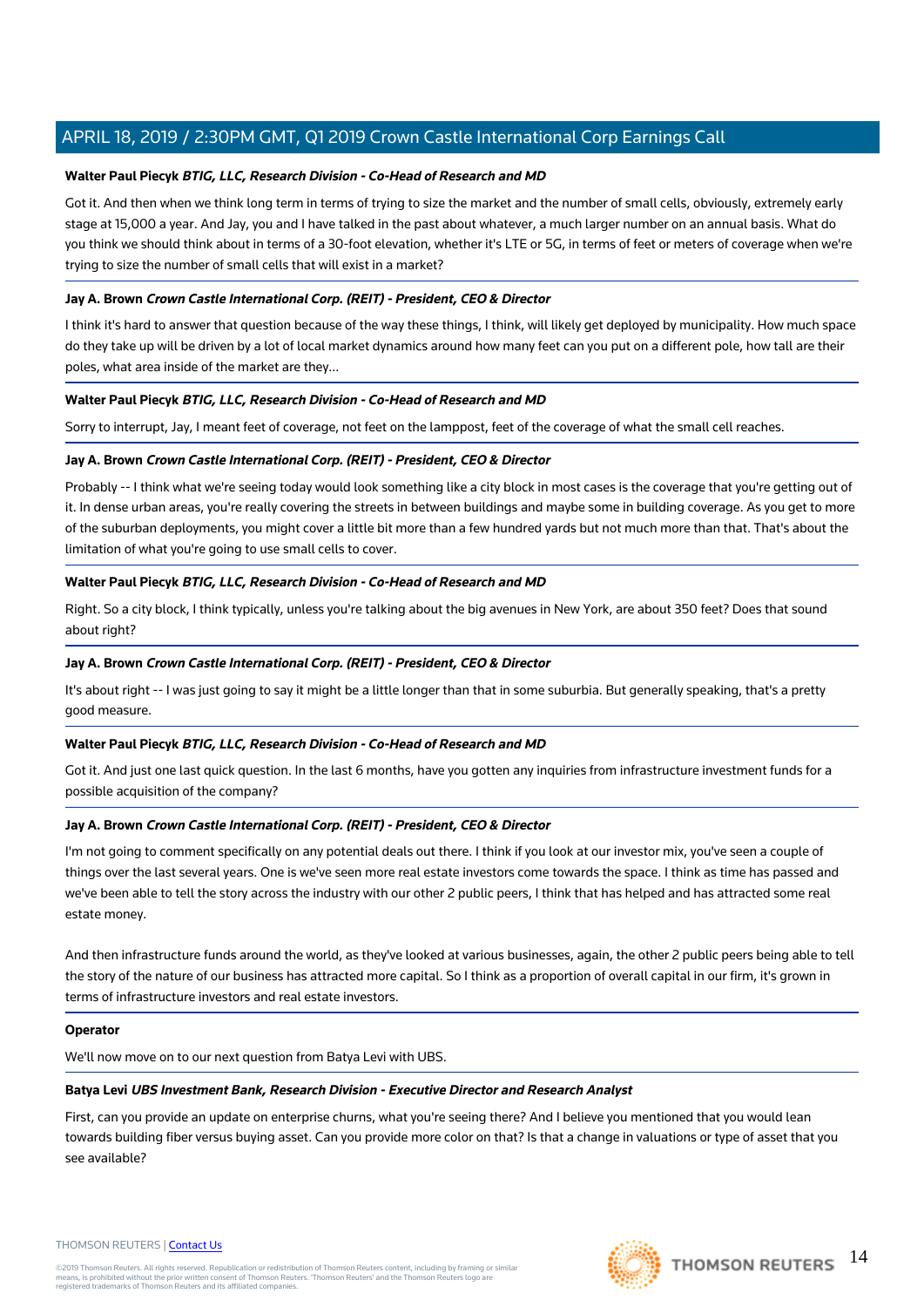**Walter Paul Piecyk** ***BTIG, LLC, Research Division - Co-Head of Research and MD***

Got it. And then when we think long term in terms of trying to size the market and the number of small cells, obviously, extremely early stage at 15,000 a year. And Jay, you and I have talked in the past about whatever, a much larger number on an annual basis. What do you think we should think about in terms of a 30-foot elevation, whether it's LTE or 5G, in terms of feet or meters of coverage when we're trying to size the number of small cells that will exist in a market?

**Jay A. Brown** ***Crown Castle International Corp. (REIT) - President, CEO & Director***

I think it's hard to answer that question because of the way these things, I think, will likely get deployed by municipality. How much space do they take up will be driven by a lot of local market dynamics around how many feet can you put on a different pole, how tall are their poles, what area inside of the market are they...

**Walter Paul Piecyk** ***BTIG, LLC, Research Division - Co-Head of Research and MD***

Sorry to interrupt, Jay, I meant feet of coverage, not feet on the lamppost, feet of the coverage of what the small cell reaches.

**Jay A. Brown** ***Crown Castle International Corp. (REIT) - President, CEO & Director***

Probably -- I think what we're seeing today would look something like a city block in most cases is the coverage that you're getting out of it. In dense urban areas, you're really covering the streets in between buildings and maybe some in building coverage. As you get to more of the suburban deployments, you might cover a little bit more than a few hundred yards but not much more than that. That's about the limitation of what you're going to use small cells to cover.

**Walter Paul Piecyk** ***BTIG, LLC, Research Division - Co-Head of Research and MD***

Right. So a city block, I think typically, unless you're talking about the big avenues in New York, are about 350 feet? Does that sound about right?

**Jay A. Brown** ***Crown Castle International Corp. (REIT) - President, CEO & Director***

It's about right -- I was just going to say it might be a little longer than that in some suburbia. But generally speaking, that's a pretty good measure.

**Walter Paul Piecyk** ***BTIG, LLC, Research Division - Co-Head of Research and MD***

Got it. And just one last quick question. In the last 6 months, have you gotten any inquiries from infrastructure investment funds for a possible acquisition of the company?

**Jay A. Brown** ***Crown Castle International Corp. (REIT) - President, CEO & Director***

I'm not going to comment specifically on any potential deals out there. I think if you look at our investor mix, you've seen a couple of things over the last several years. One is we've seen more real estate investors come towards the space. I think as time has passed and we've been able to tell the story across the industry with our other 2 public peers, I think that has helped and has attracted some real estate money.

And then infrastructure funds around the world, as they've looked at various businesses, again, the other 2 public peers being able to tell the story of the nature of our business has attracted more capital. So I think as a proportion of overall capital in our firm, it's grown in terms of infrastructure investors and real estate investors.

**Operator**

We'll now move on to our next question from Batya Levi with UBS.

**Batya Levi** ***UBS Investment Bank, Research Division - Executive Director and Research Analyst***

First, can you provide an update on enterprise churns, what you're seeing there? And I believe you mentioned that you would lean towards building fiber versus buying asset. Can you provide more color on that? Is that a change in valuations or type of asset that you see available?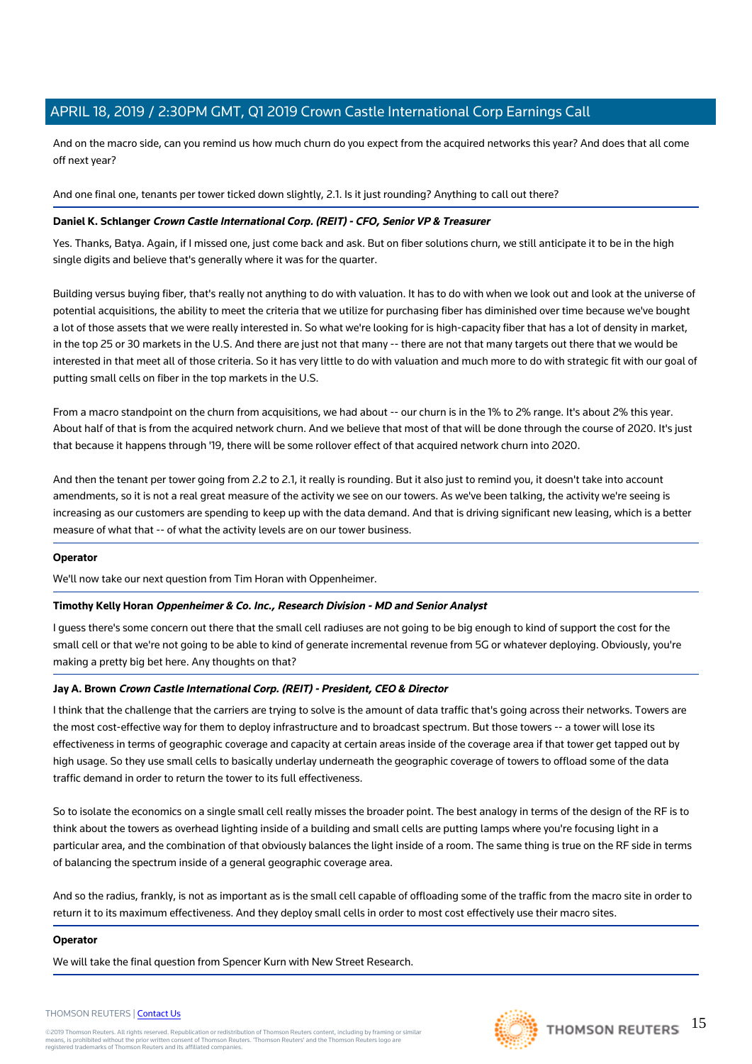And on the macro side, can you remind us how much churn do you expect from the acquired networks this year? And does that all come off next year?

And one final one, tenants per tower ticked down slightly, 2.1. Is it just rounding? Anything to call out there?

**Daniel K. Schlanger** ***Crown Castle International Corp. (REIT) - CFO, Senior VP & Treasurer***

Yes. Thanks, Batya. Again, if I missed one, just come back and ask. But on fiber solutions churn, we still anticipate it to be in the high single digits and believe that's generally where it was for the quarter.

Building versus buying fiber, that's really not anything to do with valuation. It has to do with when we look out and look at the universe of potential acquisitions, the ability to meet the criteria that we utilize for purchasing fiber has diminished over time because we've bought a lot of those assets that we were really interested in. So what we're looking for is high-capacity fiber that has a lot of density in market, in the top 25 or 30 markets in the U.S. And there are just not that many -- there are not that many targets out there that we would be interested in that meet all of those criteria. So it has very little to do with valuation and much more to do with strategic fit with our goal of putting small cells on fiber in the top markets in the U.S.

From a macro standpoint on the churn from acquisitions, we had about -- our churn is in the 1% to 2% range. It's about 2% this year. About half of that is from the acquired network churn. And we believe that most of that will be done through the course of 2020. It's just that because it happens through '19, there will be some rollover effect of that acquired network churn into 2020.

And then the tenant per tower going from 2.2 to 2.1, it really is rounding. But it also just to remind you, it doesn't take into account amendments, so it is not a real great measure of the activity we see on our towers. As we've been talking, the activity we're seeing is increasing as our customers are spending to keep up with the data demand. And that is driving significant new leasing, which is a better measure of what that -- of what the activity levels are on our tower business.

**Operator**

We'll now take our next question from Tim Horan with Oppenheimer.

**Timothy Kelly Horan** ***Oppenheimer & Co. Inc., Research Division - MD and Senior Analyst***

I guess there's some concern out there that the small cell radiuses are not going to be big enough to kind of support the cost for the small cell or that we're not going to be able to kind of generate incremental revenue from 5G or whatever deploying. Obviously, you're making a pretty big bet here. Any thoughts on that?

**Jay A. Brown** ***Crown Castle International Corp. (REIT) - President, CEO & Director***

I think that the challenge that the carriers are trying to solve is the amount of data traffic that's going across their networks. Towers are the most cost-effective way for them to deploy infrastructure and to broadcast spectrum. But those towers -- a tower will lose its effectiveness in terms of geographic coverage and capacity at certain areas inside of the coverage area if that tower get tapped out by high usage. So they use small cells to basically underlay underneath the geographic coverage of towers to offload some of the data traffic demand in order to return the tower to its full effectiveness.

So to isolate the economics on a single small cell really misses the broader point. The best analogy in terms of the design of the RF is to think about the towers as overhead lighting inside of a building and small cells are putting lamps where you're focusing light in a particular area, and the combination of that obviously balances the light inside of a room. The same thing is true on the RF side in terms of balancing the spectrum inside of a general geographic coverage area.

And so the radius, frankly, is not as important as is the small cell capable of offloading some of the traffic from the macro site in order to return it to its maximum effectiveness. And they deploy small cells in order to most cost effectively use their macro sites.

**Operator**

We will take the final question from Spencer Kurn with New Street Research.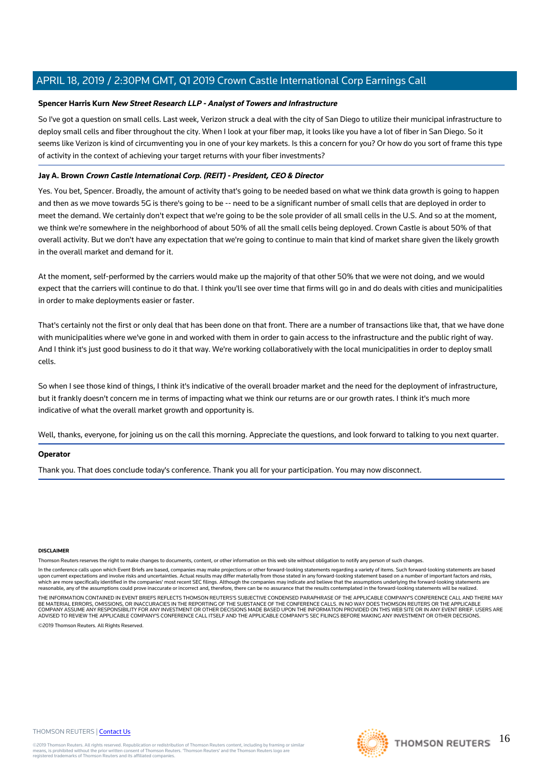**Spencer Harris Kurn** ***New Street Research LLP - Analyst of Towers and Infrastructure***

So I've got a question on small cells. Last week, Verizon struck a deal with the city of San Diego to utilize their municipal infrastructure to deploy small cells and fiber throughout the city. When I look at your fiber map, it looks like you have a lot of fiber in San Diego. So it seems like Verizon is kind of circumventing you in one of your key markets. Is this a concern for you? Or how do you sort of frame this type of activity in the context of achieving your target returns with your fiber investments?

**Jay A. Brown** ***Crown Castle International Corp. (REIT) - President, CEO & Director***

Yes. You bet, Spencer. Broadly, the amount of activity that's going to be needed based on what we think data growth is going to happen and then as we move towards 5G is there's going to be -- need to be a significant number of small cells that are deployed in order to meet the demand. We certainly don't expect that we're going to be the sole provider of all small cells in the U.S. And so at the moment, we think we're somewhere in the neighborhood of about 50% of all the small cells being deployed. Crown Castle is about 50% of that overall activity. But we don't have any expectation that we're going to continue to main that kind of market share given the likely growth in the overall market and demand for it.

At the moment, self-performed by the carriers would make up the majority of that other 50% that we were not doing, and we would expect that the carriers will continue to do that. I think you'll see over time that firms will go in and do deals with cities and municipalities in order to make deployments easier or faster.

That's certainly not the first or only deal that has been done on that front. There are a number of transactions like that, that we have done with municipalities where we've gone in and worked with them in order to gain access to the infrastructure and the public right of way. And I think it's just good business to do it that way. We're working collaboratively with the local municipalities in order to deploy small cells.

So when I see those kind of things, I think it's indicative of the overall broader market and the need for the deployment of infrastructure, but it frankly doesn't concern me in terms of impacting what we think our returns are or our growth rates. I think it's much more indicative of what the overall market growth and opportunity is.

Well, thanks, everyone, for joining us on the call this morning. Appreciate the questions, and look forward to talking to you next quarter.

**Operator**

Thank you. That does conclude today's conference. Thank you all for your participation. You may now disconnect.

**DISCLAIMER**

Thomson Reuters reserves the right to make changes to documents, content, or other information on this web site without obligation to notify any person of such changes.

In the conference calls upon which Event Briefs are based, companies may make projections or other forward-looking statements regarding a variety of items. Such forward-looking statements are based upon current expectations and involve risks and uncertainties. Actual results may differ materially from those stated in any forward-looking statement based on a number of important factors and risks, which are more specifically identified in the companies' most recent SEC filings. Although the companies may indicate and believe that the assumptions underlying the forward-looking statements are reasonable, any of the assumptions could prove inaccurate or incorrect and, therefore, there can be no assurance that the results contemplated in the forward-looking statements will be realized.

THE INFORMATION CONTAINED IN EVENT BRIEFS REFLECTS THOMSON REUTERS'S SUBJECTIVE CONDENSED PARAPHRASE OF THE APPLICABLE COMPANY'S CONFERENCE CALL AND THERE MAY BE MATERIAL ERRORS, OMISSIONS, OR INACCURACIES IN THE REPORTING OF THE SUBSTANCE OF THE CONFERENCE CALLS. IN NO WAY DOES THOMSON REUTERS OR THE APPLICABLE COMPANY ASSUME ANY RESPONSIBILITY FOR ANY INVESTMENT OR OTHER DECISIONS MADE BASED UPON THE INFORMATION PROVIDED ON THIS WEB SITE OR IN ANY EVENT BRIEF. USERS ARE ADVISED TO REVIEW THE APPLICABLE COMPANY'S CONFERENCE CALL ITSELF AND THE APPLICABLE COMPANY'S SEC FILINGS BEFORE MAKING ANY INVESTMENT OR OTHER DECISIONS.

©2019 Thomson Reuters. All Rights Reserved.